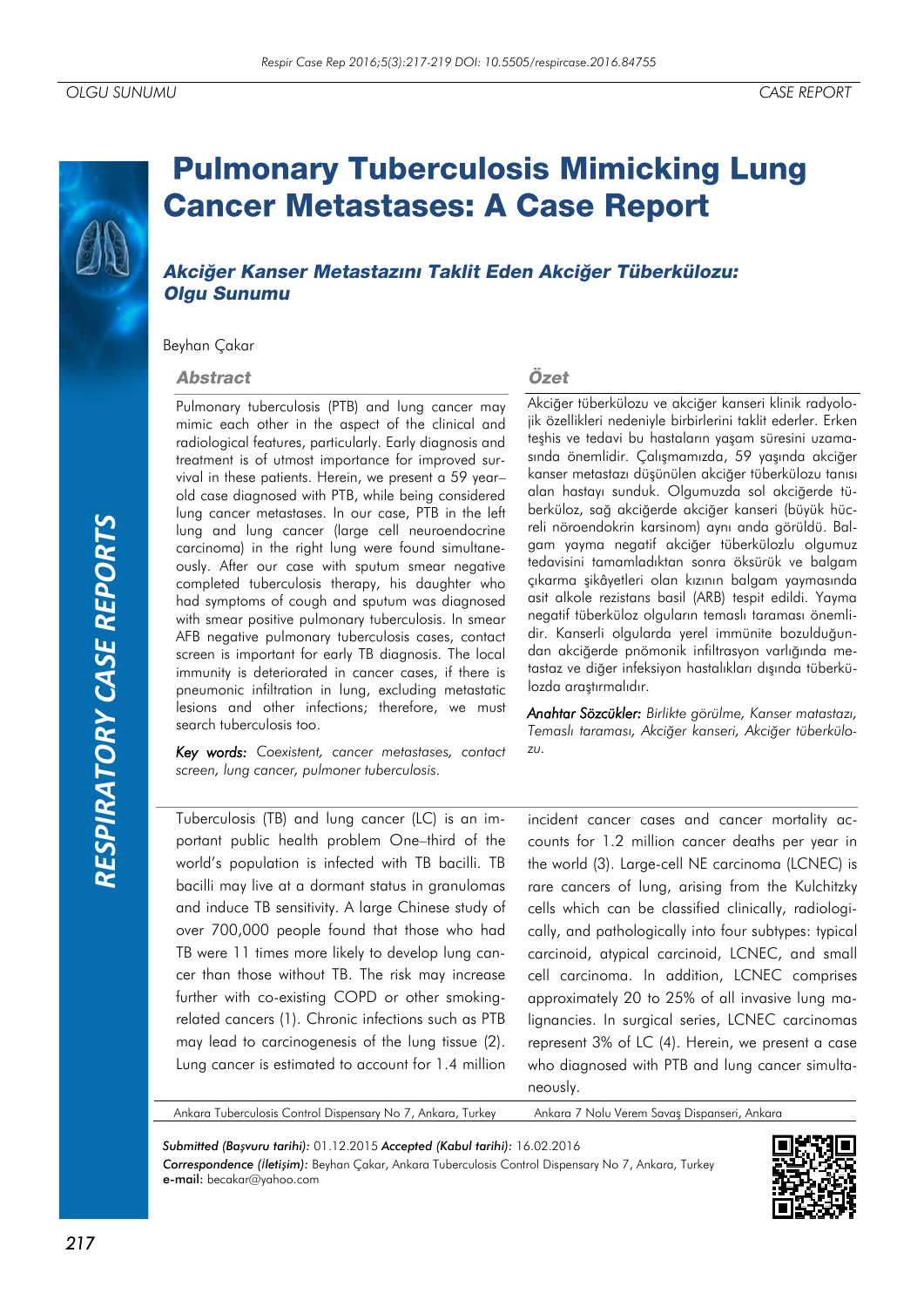OLGU SUNUMU

CASE REPORT

# Pulmonary Tuberculosis Mimicking Lung Cancer Metastases: A Case Report

## *Akciğer Kanser Metastazını Taklit Eden Akciğer Tüberkülozu: Olgu Sunumu*

Beyhan Çakar

### Abstract

Pulmonary tuberculosis (PTB) and lung cancer may mimic each other in the aspect of the clinical and radiological features, particularly. Early diagnosis and treatment is of utmost importance for improved survival in these patients. Herein, we present a 59 year–old case diagnosed with PTB, while being considered lung cancer metastases. In our case, PTB in the left lung and lung cancer (large cell neuroendocrine carcinoma) in the right lung were found simultaneously. After our case with sputum smear negative completed tuberculosis therapy, his daughter who had symptoms of cough and sputum was diagnosed with smear positive pulmonary tuberculosis. In smear AFB negative pulmonary tuberculosis cases, contact screen is important for early TB diagnosis. The local immunity is deteriorated in cancer cases, if there is pneumonic infiltration in lung, excluding metastatic lesions and other infections; therefore, we must search tuberculosis too.

*Key words: Coexistent, cancer metastases, contact screen, lung cancer, pulmoner tuberculosis.*

### Özet

Akciğer tüberkülozu ve akciğer kanseri klinik radyolojik özellikleri nedeniyle birbirlerini taklit ederler. Erken teşhis ve tedavi bu hastaların yaşam süresini uzamasında önemlidir. Çalışmamızda, 59 yaşında akciğer kanser metastazı düşünülen akciğer tüberkülozu tanısı alan hastayı sunduk. Olgumuzda sol akciğerde tüberküloz, sağ akciğerde akciğer kanseri (büyük hücreli nöroendokrin karsinom) aynı anda görüldü. Balgam yayma negatif akciğer tüberkülozlu olgumuz tedavisini tamamladıktan sonra öksürük ve balgam çıkarma şikâyetleri olan kızının balgam yaymasında asit alkole rezistans basil (ARB) tespit edildi. Yayma negatif tüberküloz olguların temaslı taraması önemlidir. Kanserli olgularda yerel immünite bozulduğundan akciğerde pnömonik infiltrasyon varlığında metastaz ve diğer infeksiyon hastalıkları dışında tüberkülozda araştırmalıdır.

*Anahtar Sözcükler: Birlikte görülme, Kanser matastazı, Temaslı taraması, Akciğer kanseri, Akciğer tüberkülozu.*

Tuberculosis (TB) and lung cancer (LC) is an important public health problem One–third of the world's population is infected with TB bacilli. TB bacilli may live at a dormant status in granulomas and induce TB sensitivity. A large Chinese study of over 700,000 people found that those who had TB were 11 times more likely to develop lung cancer than those without TB. The risk may increase further with co-existing COPD or other smoking-related cancers (1). Chronic infections such as PTB may lead to carcinogenesis of the lung tissue (2). Lung cancer is estimated to account for 1.4 million incident cancer cases and cancer mortality accounts for 1.2 million cancer deaths per year in the world (3). Large-cell NE carcinoma (LCNEC) is rare cancers of lung, arising from the Kulchitzky cells which can be classified clinically, radiologically, and pathologically into four subtypes: typical carcinoid, atypical carcinoid, LCNEC, and small cell carcinoma. In addition, LCNEC comprises approximately 20 to 25% of all invasive lung malignancies. In surgical series, LCNEC carcinomas represent 3% of LC (4). Herein, we present a case who diagnosed with PTB and lung cancer simultaneously.

Ankara Tuberculosis Control Dispensary No 7, Ankara, Turkey

Ankara 7 Nolu Verem Savaş Dispanseri, Ankara

***Submitted (Başvuru tarihi):*** 01.12.2015 ***Accepted (Kabul tarihi):*** 16.02.2016

***Correspondence (İletişim):*** Beyhan Çakar, Ankara Tuberculosis Control Dispensary No 7, Ankara, Turkey

**e-mail:** becakar@yahoo.com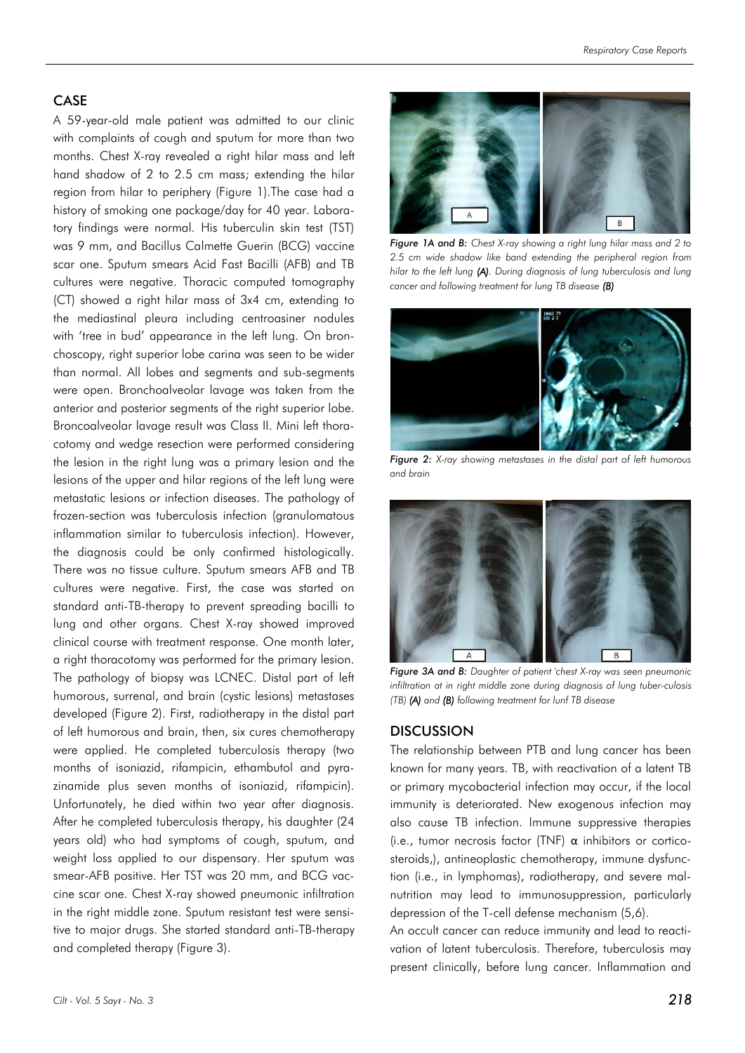## CASE

A 59-year-old male patient was admitted to our clinic with complaints of cough and sputum for more than two months. Chest X-ray revealed a right hilar mass and left hand shadow of 2 to 2.5 cm mass; extending the hilar region from hilar to periphery (Figure 1).The case had a history of smoking one package/day for 40 year. Laboratory findings were normal. His tuberculin skin test (TST) was 9 mm, and Bacillus Calmette Guerin (BCG) vaccine scar one. Sputum smears Acid Fast Bacilli (AFB) and TB cultures were negative. Thoracic computed tomography (CT) showed a right hilar mass of 3x4 cm, extending to the mediastinal pleura including centroasiner nodules with 'tree in bud' appearance in the left lung. On bronchoscopy, right superior lobe carina was seen to be wider than normal. All lobes and segments and sub-segments were open. Bronchoalveolar lavage was taken from the anterior and posterior segments of the right superior lobe. Broncoalveolar lavage result was Class II. Mini left thoracotomy and wedge resection were performed considering the lesion in the right lung was a primary lesion and the lesions of the upper and hilar regions of the left lung were metastatic lesions or infection diseases. The pathology of frozen-section was tuberculosis infection (granulomatous inflammation similar to tuberculosis infection). However, the diagnosis could be only confirmed histologically. There was no tissue culture. Sputum smears AFB and TB cultures were negative. First, the case was started on standard anti-TB-therapy to prevent spreading bacilli to lung and other organs. Chest X-ray showed improved clinical course with treatment response. One month later, a right thoracotomy was performed for the primary lesion. The pathology of biopsy was LCNEC. Distal part of left humorous, surrenal, and brain (cystic lesions) metastases developed (Figure 2). First, radiotherapy in the distal part of left humorous and brain, then, six cures chemotherapy were applied. He completed tuberculosis therapy (two months of isoniazid, rifampicin, ethambutol and pyrazinamide plus seven months of isoniazid, rifampicin). Unfortunately, he died within two year after diagnosis. After he completed tuberculosis therapy, his daughter (24 years old) who had symptoms of cough, sputum, and weight loss applied to our dispensary. Her sputum was smear-AFB positive. Her TST was 20 mm, and BCG vaccine scar one. Chest X-ray showed pneumonic infiltration in the right middle zone. Sputum resistant test were sensitive to major drugs. She started standard anti-TB-therapy and completed therapy (Figure 3).

*Figure 1A and B: Chest X-ray showing a right lung hilar mass and 2 to 2.5 cm wide shadow like band extending the peripheral region from hilar to the left lung (A). During diagnosis of lung tuberculosis and lung cancer and following treatment for lung TB disease (B)*

*Figure 2: X-ray showing metastases in the distal part of left humorous and brain*

*Figure 3A and B: Daughter of patient 'chest X-ray was seen pneumonic infiltration at in right middle zone during diagnosis of lung tuber-culosis (TB) (A) and (B) following treatment for lunf TB disease*

## DISCUSSION

The relationship between PTB and lung cancer has been known for many years. TB, with reactivation of a latent TB or primary mycobacterial infection may occur, if the local immunity is deteriorated. New exogenous infection may also cause TB infection. Immune suppressive therapies (i.e., tumor necrosis factor (TNF) $\alpha$ inhibitors or corticosteroids,), antineoplastic chemotherapy, immune dysfunction (i.e., in lymphomas), radiotherapy, and severe malnutrition may lead to immunosuppression, particularly depression of the T-cell defense mechanism (5,6).

An occult cancer can reduce immunity and lead to reactivation of latent tuberculosis. Therefore, tuberculosis may present clinically, before lung cancer. Inflammation and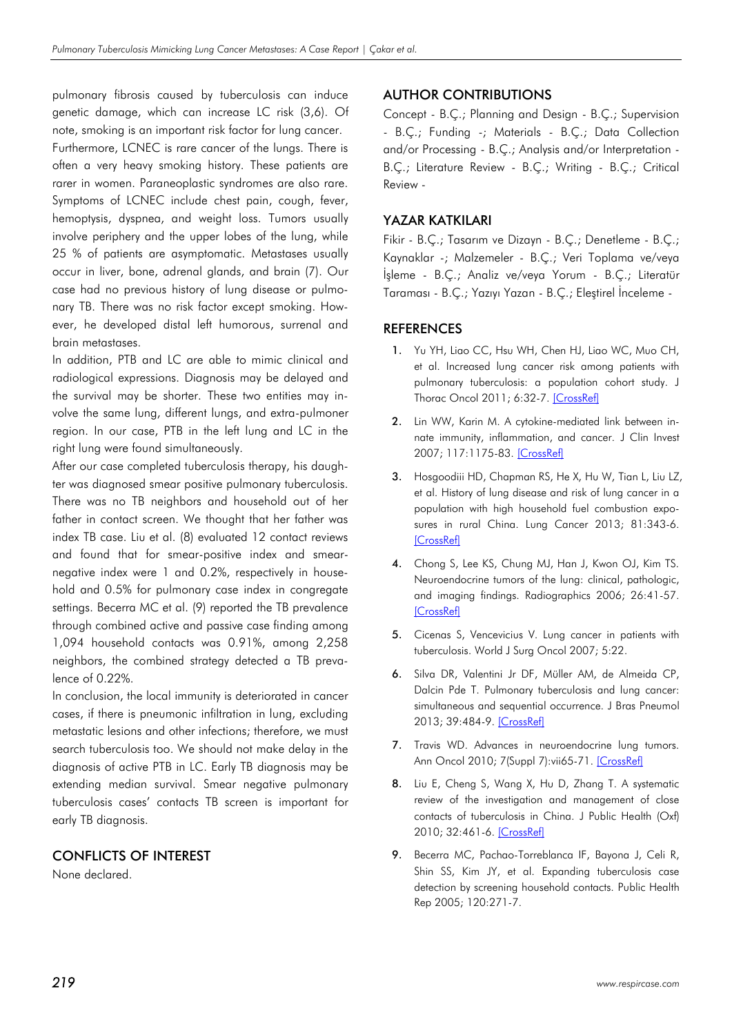pulmonary fibrosis caused by tuberculosis can induce genetic damage, which can increase LC risk (3,6). Of note, smoking is an important risk factor for lung cancer.

Furthermore, LCNEC is rare cancer of the lungs. There is often a very heavy smoking history. These patients are rarer in women. Paraneoplastic syndromes are also rare. Symptoms of LCNEC include chest pain, cough, fever, hemoptysis, dyspnea, and weight loss. Tumors usually involve periphery and the upper lobes of the lung, while 25 % of patients are asymptomatic. Metastases usually occur in liver, bone, adrenal glands, and brain (7). Our case had no previous history of lung disease or pulmonary TB. There was no risk factor except smoking. However, he developed distal left humorous, surrenal and brain metastases.

In addition, PTB and LC are able to mimic clinical and radiological expressions. Diagnosis may be delayed and the survival may be shorter. These two entities may involve the same lung, different lungs, and extra-pulmoner region. In our case, PTB in the left lung and LC in the right lung were found simultaneously.

After our case completed tuberculosis therapy, his daughter was diagnosed smear positive pulmonary tuberculosis. There was no TB neighbors and household out of her father in contact screen. We thought that her father was index TB case. Liu et al. (8) evaluated 12 contact reviews and found that for smear-positive index and smear-negative index were 1 and 0.2%, respectively in household and 0.5% for pulmonary case index in congregate settings. Becerra MC et al. (9) reported the TB prevalence through combined active and passive case finding among 1,094 household contacts was 0.91%, among 2,258 neighbors, the combined strategy detected a TB prevalence of 0.22%.

In conclusion, the local immunity is deteriorated in cancer cases, if there is pneumonic infiltration in lung, excluding metastatic lesions and other infections; therefore, we must search tuberculosis too. We should not make delay in the diagnosis of active PTB in LC. Early TB diagnosis may be extending median survival. Smear negative pulmonary tuberculosis cases' contacts TB screen is important for early TB diagnosis.

## CONFLICTS OF INTEREST

None declared.

## AUTHOR CONTRIBUTIONS

Concept - B.Ç.; Planning and Design - B.Ç.; Supervision - B.Ç.; Funding -; Materials - B.Ç.; Data Collection and/or Processing - B.Ç.; Analysis and/or Interpretation - B.Ç.; Literature Review - B.Ç.; Writing - B.Ç.; Critical Review -

## YAZAR KATKILARI

Fikir - B.Ç.; Tasarım ve Dizayn - B.Ç.; Denetleme - B.Ç.; Kaynaklar -; Malzemeler - B.Ç.; Veri Toplama ve/veya İşleme - B.Ç.; Analiz ve/veya Yorum - B.Ç.; Literatür Taraması - B.Ç.; Yazıyı Yazan - B.Ç.; Eleştirel İnceleme -

## REFERENCES

1. Yu YH, Liao CC, Hsu WH, Chen HJ, Liao WC, Muo CH, et al. Increased lung cancer risk among patients with pulmonary tuberculosis: a population cohort study. J Thorac Oncol 2011; 6:32-7. [CrossRef]
2. Lin WW, Karin M. A cytokine-mediated link between innate immunity, inflammation, and cancer. J Clin Invest 2007; 117:1175-83. [CrossRef]
3. Hosgoodiii HD, Chapman RS, He X, Hu W, Tian L, Liu LZ, et al. History of lung disease and risk of lung cancer in a population with high household fuel combustion exposures in rural China. Lung Cancer 2013; 81:343-6. [CrossRef]
4. Chong S, Lee KS, Chung MJ, Han J, Kwon OJ, Kim TS. Neuroendocrine tumors of the lung: clinical, pathologic, and imaging findings. Radiographics 2006; 26:41-57. [CrossRef]
5. Cicenas S, Vencevicius V. Lung cancer in patients with tuberculosis. World J Surg Oncol 2007; 5:22.
6. Silva DR, Valentini Jr DF, Müller AM, de Almeida CP, Dalcin Pde T. Pulmonary tuberculosis and lung cancer: simultaneous and sequential occurrence. J Bras Pneumol 2013; 39:484-9. [CrossRef]
7. Travis WD. Advances in neuroendocrine lung tumors. Ann Oncol 2010; 7(Suppl 7):vii65-71. [CrossRef]
8. Liu E, Cheng S, Wang X, Hu D, Zhang T. A systematic review of the investigation and management of close contacts of tuberculosis in China. J Public Health (Oxf) 2010; 32:461-6. [CrossRef]
9. Becerra MC, Pachao-Torreblanca IF, Bayona J, Celi R, Shin SS, Kim JY, et al. Expanding tuberculosis case detection by screening household contacts. Public Health Rep 2005; 120:271-7.